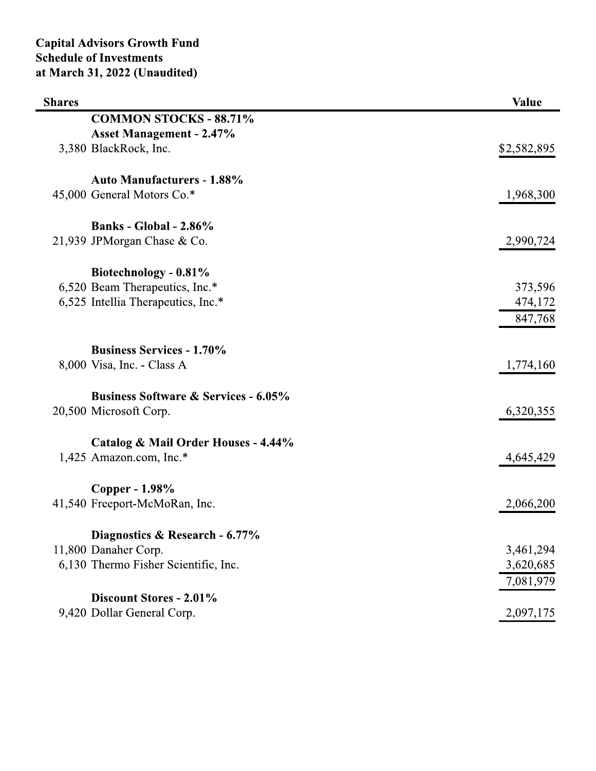**Capital Advisors Growth Fund**
**Schedule of Investments**
**at March 31, 2022 (Unaudited)**

| Shares | | Value |
|---|---|---|
| | **COMMON STOCKS - 88.71%** | |
| | **Asset Management - 2.47%** | |
| 3,380 | BlackRock, Inc. | $2,582,895 |
| | | |
| | **Auto Manufacturers - 1.88%** | |
| 45,000 | General Motors Co.* | 1,968,300 |
| | | |
| | **Banks - Global - 2.86%** | |
| 21,939 | JPMorgan Chase & Co. | 2,990,724 |
| | | |
| | **Biotechnology - 0.81%** | |
| 6,520 | Beam Therapeutics, Inc.* | 373,596 |
| 6,525 | Intellia Therapeutics, Inc.* | 474,172 |
| | | 847,768 |
| | | |
| | **Business Services - 1.70%** | |
| 8,000 | Visa, Inc. - Class A | 1,774,160 |
| | | |
| | **Business Software & Services - 6.05%** | |
| 20,500 | Microsoft Corp. | 6,320,355 |
| | | |
| | **Catalog & Mail Order Houses - 4.44%** | |
| 1,425 | Amazon.com, Inc.* | 4,645,429 |
| | | |
| | **Copper - 1.98%** | |
| 41,540 | Freeport-McMoRan, Inc. | 2,066,200 |
| | | |
| | **Diagnostics & Research - 6.77%** | |
| 11,800 | Danaher Corp. | 3,461,294 |
| 6,130 | Thermo Fisher Scientific, Inc. | 3,620,685 |
| | | 7,081,979 |
| | **Discount Stores - 2.01%** | |
| 9,420 | Dollar General Corp. | 2,097,175 |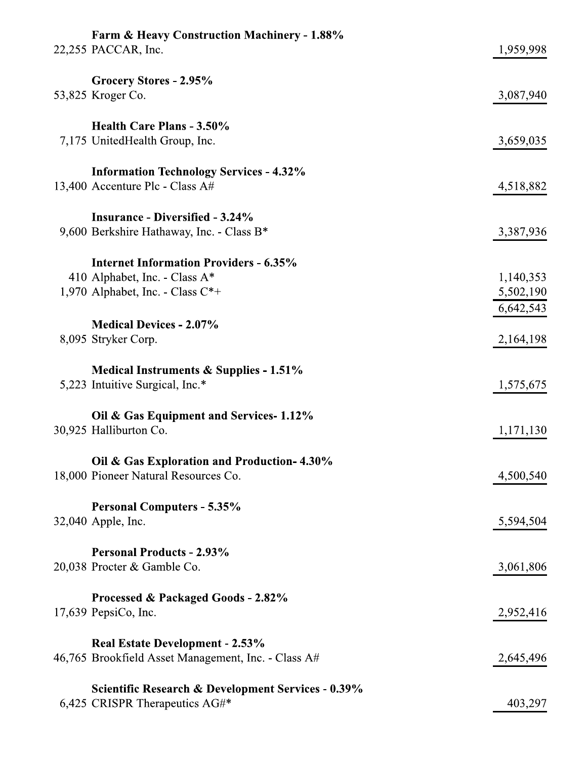| Shares | Security | Value |
|---|---|---|
| | **Farm & Heavy Construction Machinery - 1.88%** | |
| 22,255 | PACCAR, Inc. | 1,959,998 |
| | **Grocery Stores - 2.95%** | |
| 53,825 | Kroger Co. | 3,087,940 |
| | **Health Care Plans - 3.50%** | |
| 7,175 | UnitedHealth Group, Inc. | 3,659,035 |
| | **Information Technology Services - 4.32%** | |
| 13,400 | Accenture Plc - Class A# | 4,518,882 |
| | **Insurance - Diversified - 3.24%** | |
| 9,600 | Berkshire Hathaway, Inc. - Class B* | 3,387,936 |
| | **Internet Information Providers - 6.35%** | |
| 410 | Alphabet, Inc. - Class A* | 1,140,353 |
| 1,970 | Alphabet, Inc. - Class C*+ | 5,502,190 |
| | | 6,642,543 |
| | **Medical Devices - 2.07%** | |
| 8,095 | Stryker Corp. | 2,164,198 |
| | **Medical Instruments & Supplies - 1.51%** | |
| 5,223 | Intuitive Surgical, Inc.* | 1,575,675 |
| | **Oil & Gas Equipment and Services- 1.12%** | |
| 30,925 | Halliburton Co. | 1,171,130 |
| | **Oil & Gas Exploration and Production- 4.30%** | |
| 18,000 | Pioneer Natural Resources Co. | 4,500,540 |
| | **Personal Computers - 5.35%** | |
| 32,040 | Apple, Inc. | 5,594,504 |
| | **Personal Products - 2.93%** | |
| 20,038 | Procter & Gamble Co. | 3,061,806 |
| | **Processed & Packaged Goods - 2.82%** | |
| 17,639 | PepsiCo, Inc. | 2,952,416 |
| | **Real Estate Development - 2.53%** | |
| 46,765 | Brookfield Asset Management, Inc. - Class A# | 2,645,496 |
| | **Scientific Research & Development Services - 0.39%** | |
| 6,425 | CRISPR Therapeutics AG#* | 403,297 |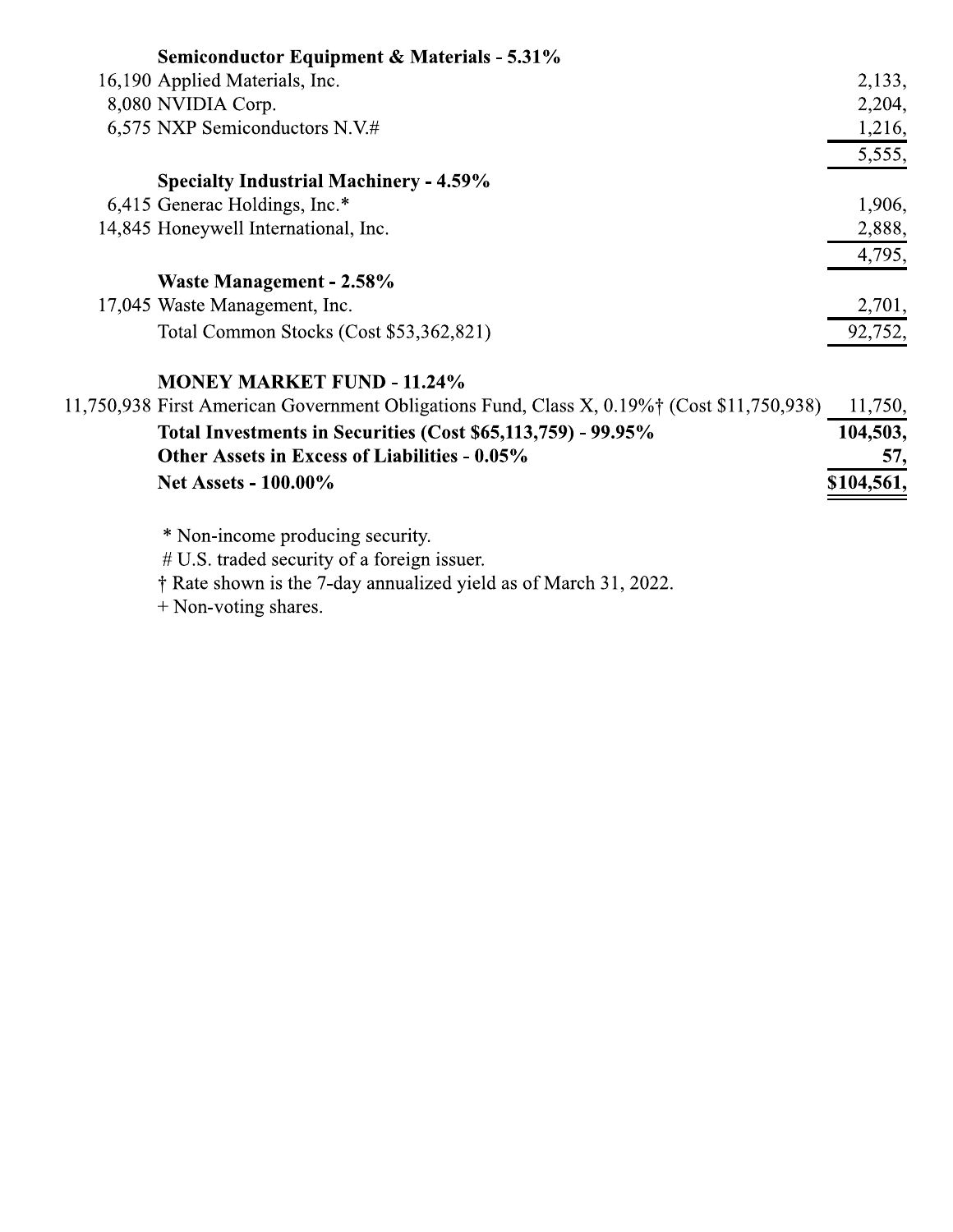| Shares | | Value |
|---|---|---|
| | **Semiconductor Equipment & Materials - 5.31%** | |
| 16,190 | Applied Materials, Inc. | 2,133, |
| 8,080 | NVIDIA Corp. | 2,204, |
| 6,575 | NXP Semiconductors N.V.# | 1,216, |
| | | 5,555, |
| | **Specialty Industrial Machinery - 4.59%** | |
| 6,415 | Generac Holdings, Inc.* | 1,906, |
| 14,845 | Honeywell International, Inc. | 2,888, |
| | | 4,795, |
| | **Waste Management - 2.58%** | |
| 17,045 | Waste Management, Inc. | 2,701, |
| | Total Common Stocks (Cost $53,362,821) | 92,752, |
| | | |
| | **MONEY MARKET FUND - 11.24%** | |
| 11,750,938 | First American Government Obligations Fund, Class X, 0.19%† (Cost $11,750,938) | 11,750, |
| | **Total Investments in Securities (Cost $65,113,759) - 99.95%** | **104,503,** |
| | **Other Assets in Excess of Liabilities - 0.05%** | **57,** |
| | **Net Assets - 100.00%** | **$104,561,** |

* Non-income producing security.

# U.S. traded security of a foreign issuer.

† Rate shown is the 7-day annualized yield as of March 31, 2022.

+ Non-voting shares.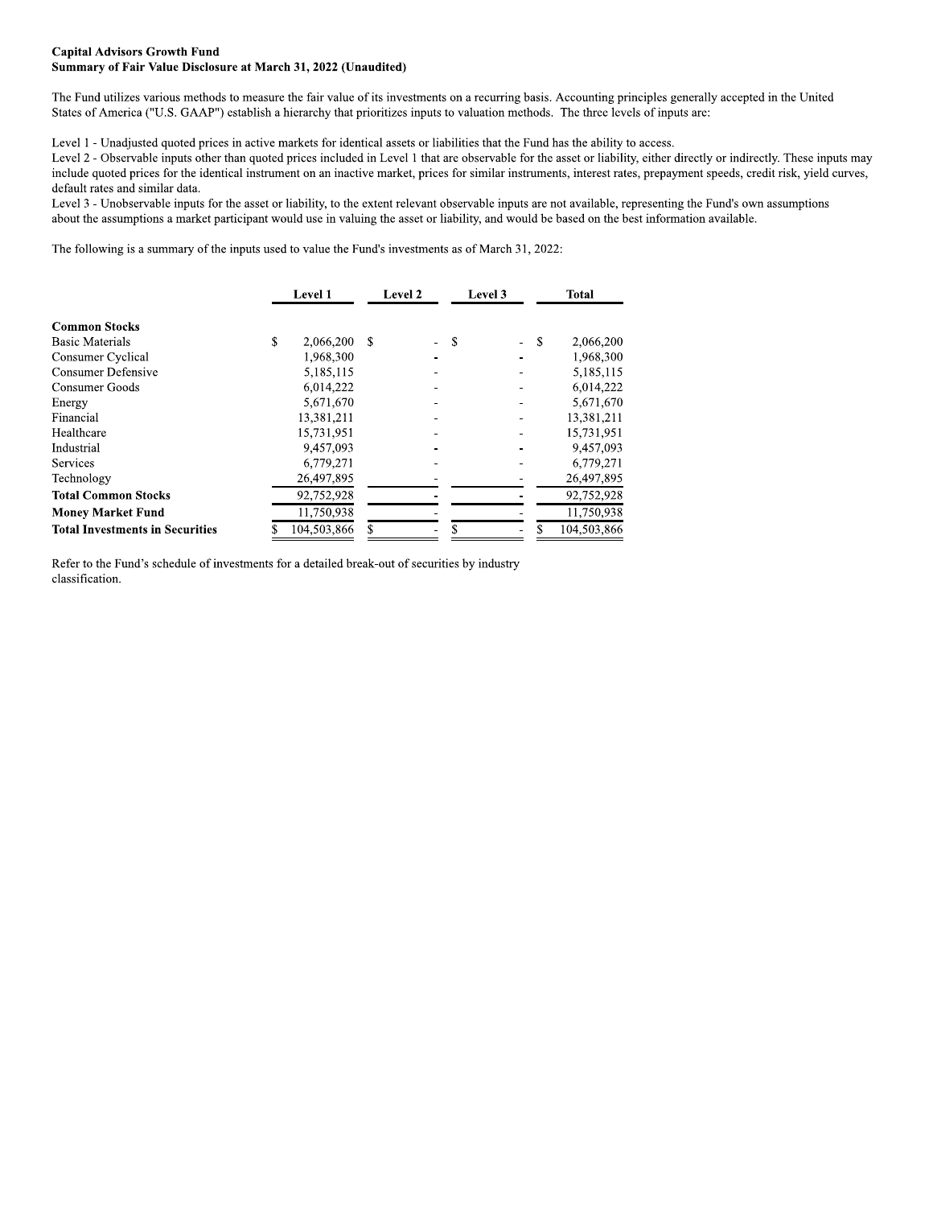**Capital Advisors Growth Fund**
**Summary of Fair Value Disclosure at March 31, 2022 (Unaudited)**

The Fund utilizes various methods to measure the fair value of its investments on a recurring basis. Accounting principles generally accepted in the United States of America ("U.S. GAAP") establish a hierarchy that prioritizes inputs to valuation methods. The three levels of inputs are:

Level 1 - Unadjusted quoted prices in active markets for identical assets or liabilities that the Fund has the ability to access.
Level 2 - Observable inputs other than quoted prices included in Level 1 that are observable for the asset or liability, either directly or indirectly. These inputs may include quoted prices for the identical instrument on an inactive market, prices for similar instruments, interest rates, prepayment speeds, credit risk, yield curves, default rates and similar data.
Level 3 - Unobservable inputs for the asset or liability, to the extent relevant observable inputs are not available, representing the Fund's own assumptions about the assumptions a market participant would use in valuing the asset or liability, and would be based on the best information available.

The following is a summary of the inputs used to value the Fund's investments as of March 31, 2022:

| | Level 1 | Level 2 | Level 3 | Total |
|---|---|---|---|---|
| **Common Stocks** | | | | |
| Basic Materials | $ 2,066,200 | $ - | $ - | $ 2,066,200 |
| Consumer Cyclical | 1,968,300 | - | - | 1,968,300 |
| Consumer Defensive | 5,185,115 | - | - | 5,185,115 |
| Consumer Goods | 6,014,222 | - | - | 6,014,222 |
| Energy | 5,671,670 | - | - | 5,671,670 |
| Financial | 13,381,211 | - | - | 13,381,211 |
| Healthcare | 15,731,951 | - | - | 15,731,951 |
| Industrial | 9,457,093 | - | - | 9,457,093 |
| Services | 6,779,271 | - | - | 6,779,271 |
| Technology | 26,497,895 | - | - | 26,497,895 |
| **Total Common Stocks** | 92,752,928 | - | - | 92,752,928 |
| **Money Market Fund** | 11,750,938 | - | - | 11,750,938 |
| **Total Investments in Securities** | $ 104,503,866 | $ - | $ - | $ 104,503,866 |

Refer to the Fund's schedule of investments for a detailed break-out of securities by industry classification.